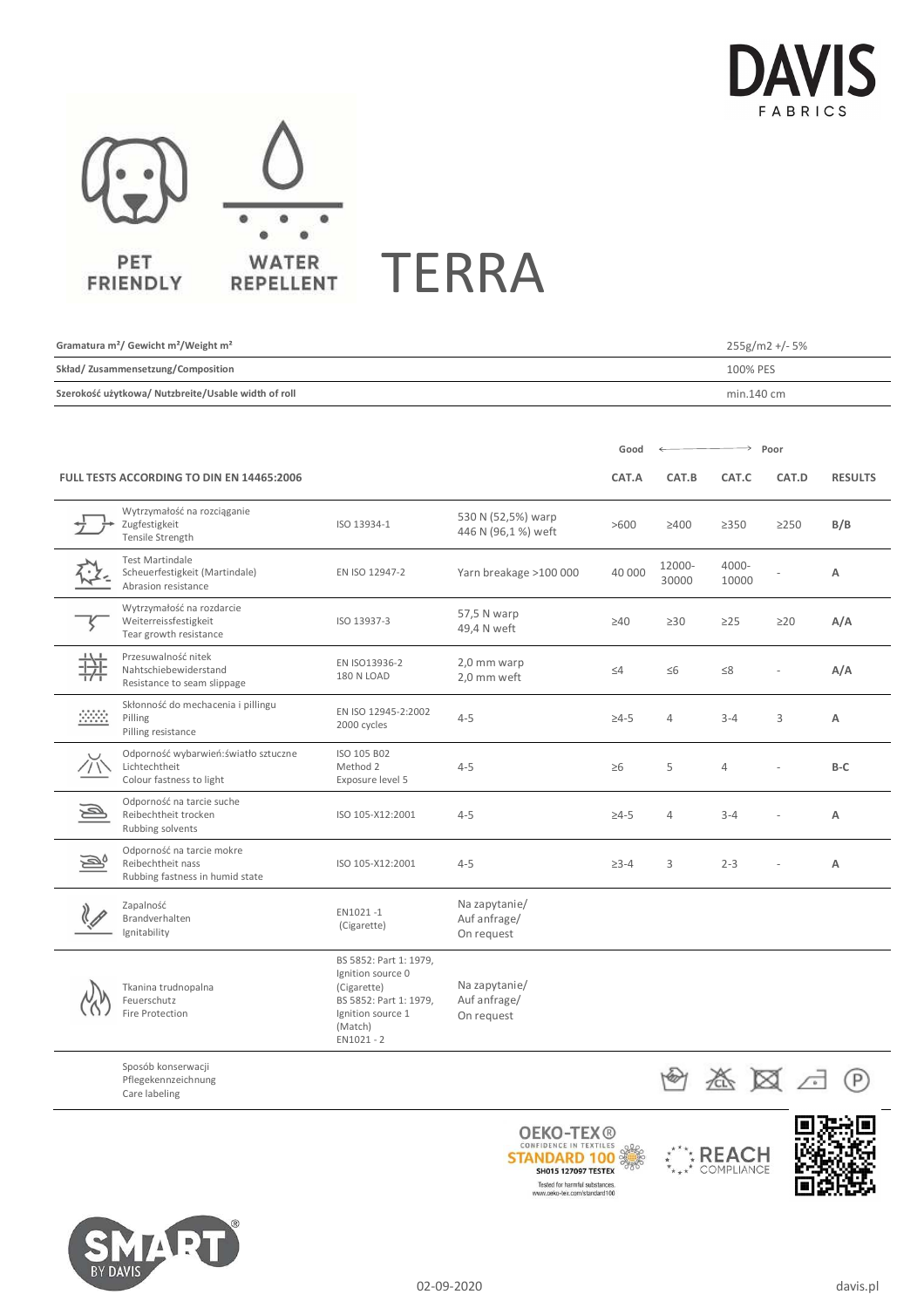DAVIS FABRICS

PET FRIENDLY

WATER REPELLENT

# TERRA

| | |
|---|---|
| **Gramatura m²/ Gewicht m²/Weight m²** | 255g/m2 +/- 5% |
| **Skład/ Zusammensetzung/Composition** | 100% PES |
| **Szerokość użytkowa/ Nutzbreite/Usable width of roll** | min.140 cm |

| **FULL TESTS ACCORDING TO DIN EN 14465:2006** | | | **CAT.A** (Good) | **CAT.B** | **CAT.C** | **CAT.D** (Poor) | **RESULTS** |
|---|---|---|---|---|---|---|---|
| Wytrzymałość na rozciąganie<br>Zugfestigkeit<br>Tensile Strength | ISO 13934-1 | 530 N (52,5%) warp<br>446 N (96,1 %) weft | >600 | ≥400 | ≥350 | ≥250 | **B/B** |
| Test Martindale<br>Scheuerfestigkeit (Martindale)<br>Abrasion resistance | EN ISO 12947-2 | Yarn breakage >100 000 | 40 000 | 12000-30000 | 4000-10000 | - | **A** |
| Wytrzymałość na rozdarcie<br>Weiterreissfestigkeit<br>Tear growth resistance | ISO 13937-3 | 57,5 N warp<br>49,4 N weft | ≥40 | ≥30 | ≥25 | ≥20 | **A/A** |
| Przesuwalność nitek<br>Nahtschiebewiderstand<br>Resistance to seam slippage | EN ISO13936-2<br>180 N LOAD | 2,0 mm warp<br>2,0 mm weft | ≤4 | ≤6 | ≤8 | - | **A/A** |
| Skłonność do mechacenia i pillingu<br>Pilling<br>Pilling resistance | EN ISO 12945-2:2002<br>2000 cycles | 4-5 | ≥4-5 | 4 | 3-4 | 3 | **A** |
| Odporność wybarwień:światło sztuczne<br>Lichtechtheit<br>Colour fastness to light | ISO 105 B02<br>Method 2<br>Exposure level 5 | 4-5 | ≥6 | 5 | 4 | - | **B-C** |
| Odporność na tarcie suche<br>Reibechtheit trocken<br>Rubbing solvents | ISO 105-X12:2001 | 4-5 | ≥4-5 | 4 | 3-4 | - | **A** |
| Odporność na tarcie mokre<br>Reibechtheit nass<br>Rubbing fastness in humid state | ISO 105-X12:2001 | 4-5 | ≥3-4 | 3 | 2-3 | - | **A** |
| Zapalność<br>Brandverhalten<br>Ignitability | EN1021 -1<br>(Cigarette) | Na zapytanie/<br>Auf anfrage/<br>On request | | | | | |
| Tkanina trudnopalna<br>Feuerschutz<br>Fire Protection | BS 5852: Part 1: 1979,<br>Ignition source 0<br>(Cigarette)<br>BS 5852: Part 1: 1979,<br>Ignition source 1<br>(Match)<br>EN1021 - 2 | Na zapytanie/<br>Auf anfrage/<br>On request | | | | | |
| Sposób konserwacji<br>Pflegekennzeichnung<br>Care labeling | | | | | | | |

OEKO-TEX® CONFIDENCE IN TEXTILES STANDARD 100 SH015 127097 TESTEX Tested for harmful substances. www.oeko-tex.com/standard100

REACH COMPLIANCE

SMART BY DAVIS

02-09-2020

davis.pl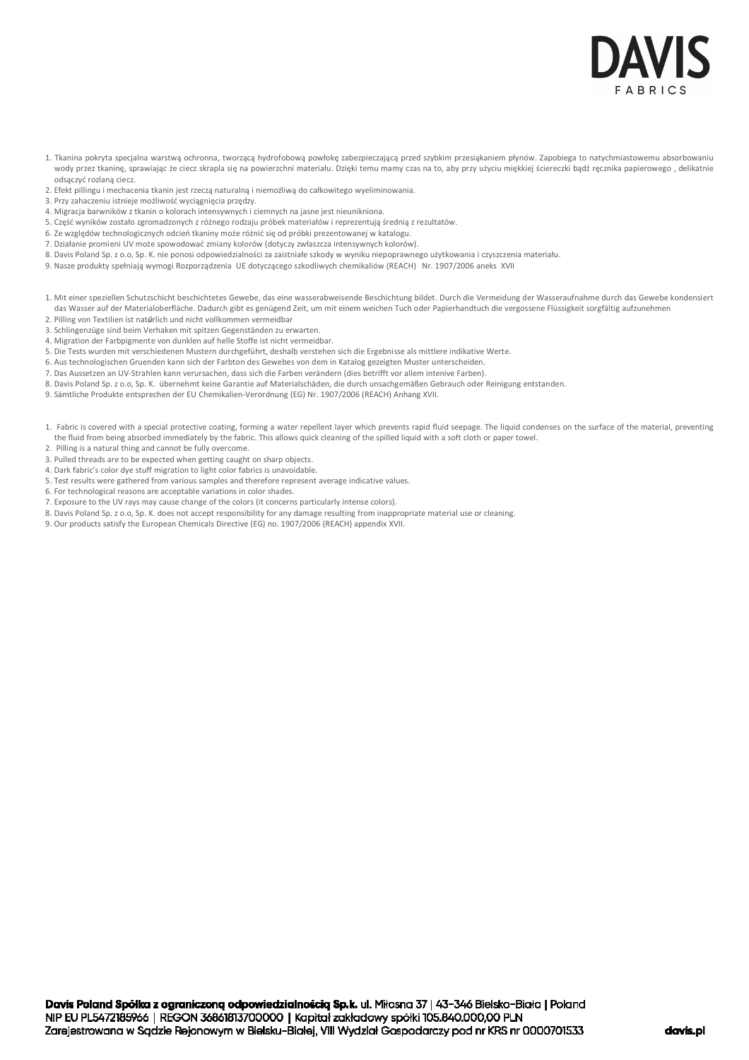**DAVIS**
FABRICS

1. Tkanina pokryta specjalna warstwą ochronna, tworzącą hydrofobową powłokę zabezpieczającą przed szybkim przesiąkaniem płynów. Zapobiega to natychmiastowemu absorbowaniu wody przez tkaninę, sprawiając że ciecz skrapla się na powierzchni materiału. Dzięki temu mamy czas na to, aby przy użyciu miękkiej ściereczki bądź ręcznika papierowego , delikatnie odsączyć rozlaną ciecz.
2. Efekt pillingu i mechacenia tkanin jest rzeczą naturalną i niemożliwą do całkowitego wyeliminowania.
3. Przy zahaczeniu istnieje możliwość wyciągnięcia przędzy.
4. Migracja barwników z tkanin o kolorach intensywnych i ciemnych na jasne jest nieunikniona.
5. Część wyników zostało zgromadzonych z różnego rodzaju próbek materiałów i reprezentują średnią z rezultatów.
6. Ze względów technologicznych odcień tkaniny może różnić się od próbki prezentowanej w katalogu.
7. Działanie promieni UV może spowodować zmiany kolorów (dotyczy zwłaszcza intensywnych kolorów).
8. Davis Poland Sp. z o.o, Sp. K. nie ponosi odpowiedzialności za zaistniałe szkody w wyniku niepoprawnego użytkowania i czyszczenia materiału.
9. Nasze produkty spełniają wymogi Rozporządzenia UE dotyczącego szkodliwych chemikaliów (REACH) Nr. 1907/2006 aneks XVII

1. Mit einer speziellen Schutzschicht beschichtetes Gewebe, das eine wasserabweisende Beschichtung bildet. Durch die Vermeidung der Wasseraufnahme durch das Gewebe kondensiert das Wasser auf der Materialoberfläche. Dadurch gibt es genügend Zeit, um mit einem weichen Tuch oder Papierhandtuch die vergossene Flüssigkeit sorgfältig aufzunehmen
2. Pilling von Textilien ist natürlich und nicht vollkommen vermeidbar
3. Schlingenzüge sind beim Verhaken mit spitzen Gegenständen zu erwarten.
4. Migration der Farbpigmente von dunklen auf helle Stoffe ist nicht vermeidbar.
5. Die Tests wurden mit verschiedenen Mustern durchgeführt, deshalb verstehen sich die Ergebnisse als mittlere indikative Werte.
6. Aus technologischen Gruenden kann sich der Farbton des Gewebes von dem in Katalog gezeigten Muster unterscheiden.
7. Das Aussetzen an UV-Strahlen kann verursachen, dass sich die Farben verändern (dies betrifft vor allem intenive Farben).
8. Davis Poland Sp. z o.o, Sp. K. übernehmt keine Garantie auf Materialschäden, die durch unsachgemäßen Gebrauch oder Reinigung entstanden.
9. Sämtliche Produkte entsprechen der EU Chemikalien-Verordnung (EG) Nr. 1907/2006 (REACH) Anhang XVII.

1. Fabric is covered with a special protective coating, forming a water repellent layer which prevents rapid fluid seepage. The liquid condenses on the surface of the material, preventing the fluid from being absorbed immediately by the fabric. This allows quick cleaning of the spilled liquid with a soft cloth or paper towel.
2. Pilling is a natural thing and cannot be fully overcome.
3. Pulled threads are to be expected when getting caught on sharp objects.
4. Dark fabric's color dye stuff migration to light color fabrics is unavoidable.
5. Test results were gathered from various samples and therefore represent average indicative values.
6. For technological reasons are acceptable variations in color shades.
7. Exposure to the UV rays may cause change of the colors (it concerns particularly intense colors).
8. Davis Poland Sp. z o.o, Sp. K. does not accept responsibility for any damage resulting from inappropriate material use or cleaning.
9. Our products satisfy the European Chemicals Directive (EG) no. 1907/2006 (REACH) appendix XVII.

**Davis Poland Spółka z ograniczoną odpowiedzialnością Sp.k.** ul. Miłosna 37 | 43-346 Bielsko-Biała | Poland
NIP EU PL5472185966 | REGON 36861813700000 | Kapitał zakładowy spółki 105.840.000,00 PLN
Zarejestrowana w Sądzie Rejonowym w Bielsku-Białej, VIII Wydział Gospodarczy pod nr KRS nr 0000701533

**davis.pl**